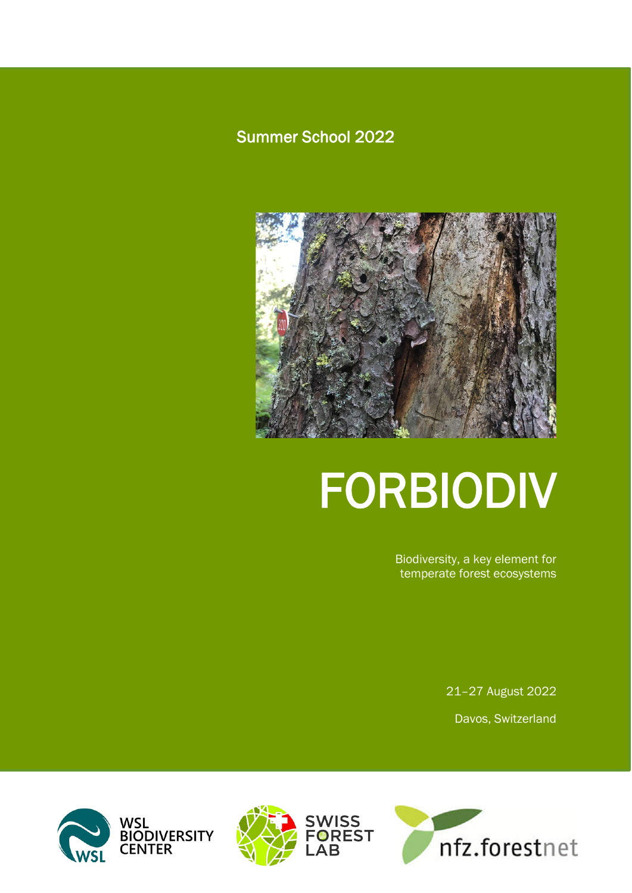Summer School 2022

# FORBIODIV

Biodiversity, a key element for temperate forest ecosystems

21–27 August 2022

Davos, Switzerland

WSL BIODIVERSITY CENTER

SWISS FOREST LAB

nfz.forestnet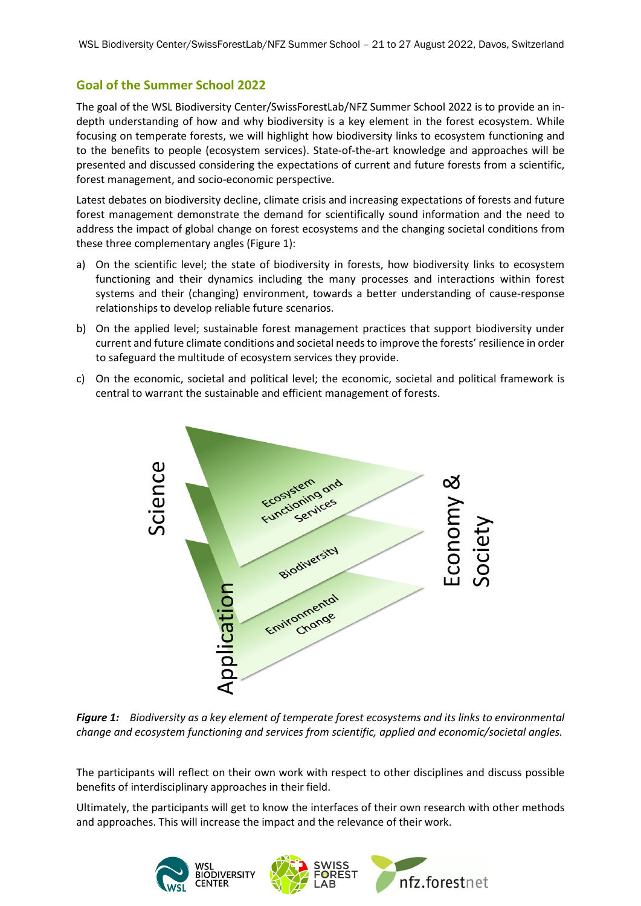## Goal of the Summer School 2022

The goal of the WSL Biodiversity Center/SwissForestLab/NFZ Summer School 2022 is to provide an in-depth understanding of how and why biodiversity is a key element in the forest ecosystem. While focusing on temperate forests, we will highlight how biodiversity links to ecosystem functioning and to the benefits to people (ecosystem services). State-of-the-art knowledge and approaches will be presented and discussed considering the expectations of current and future forests from a scientific, forest management, and socio-economic perspective.

Latest debates on biodiversity decline, climate crisis and increasing expectations of forests and future forest management demonstrate the demand for scientifically sound information and the need to address the impact of global change on forest ecosystems and the changing societal conditions from these three complementary angles (Figure 1):

a) On the scientific level; the state of biodiversity in forests, how biodiversity links to ecosystem functioning and their dynamics including the many processes and interactions within forest systems and their (changing) environment, towards a better understanding of cause-response relationships to develop reliable future scenarios.

b) On the applied level; sustainable forest management practices that support biodiversity under current and future climate conditions and societal needs to improve the forests' resilience in order to safeguard the multitude of ecosystem services they provide.

c) On the economic, societal and political level; the economic, societal and political framework is central to warrant the sustainable and efficient management of forests.

***Figure 1:*** *Biodiversity as a key element of temperate forest ecosystems and its links to environmental change and ecosystem functioning and services from scientific, applied and economic/societal angles.*

The participants will reflect on their own work with respect to other disciplines and discuss possible benefits of interdisciplinary approaches in their field.

Ultimately, the participants will get to know the interfaces of their own research with other methods and approaches. This will increase the impact and the relevance of their work.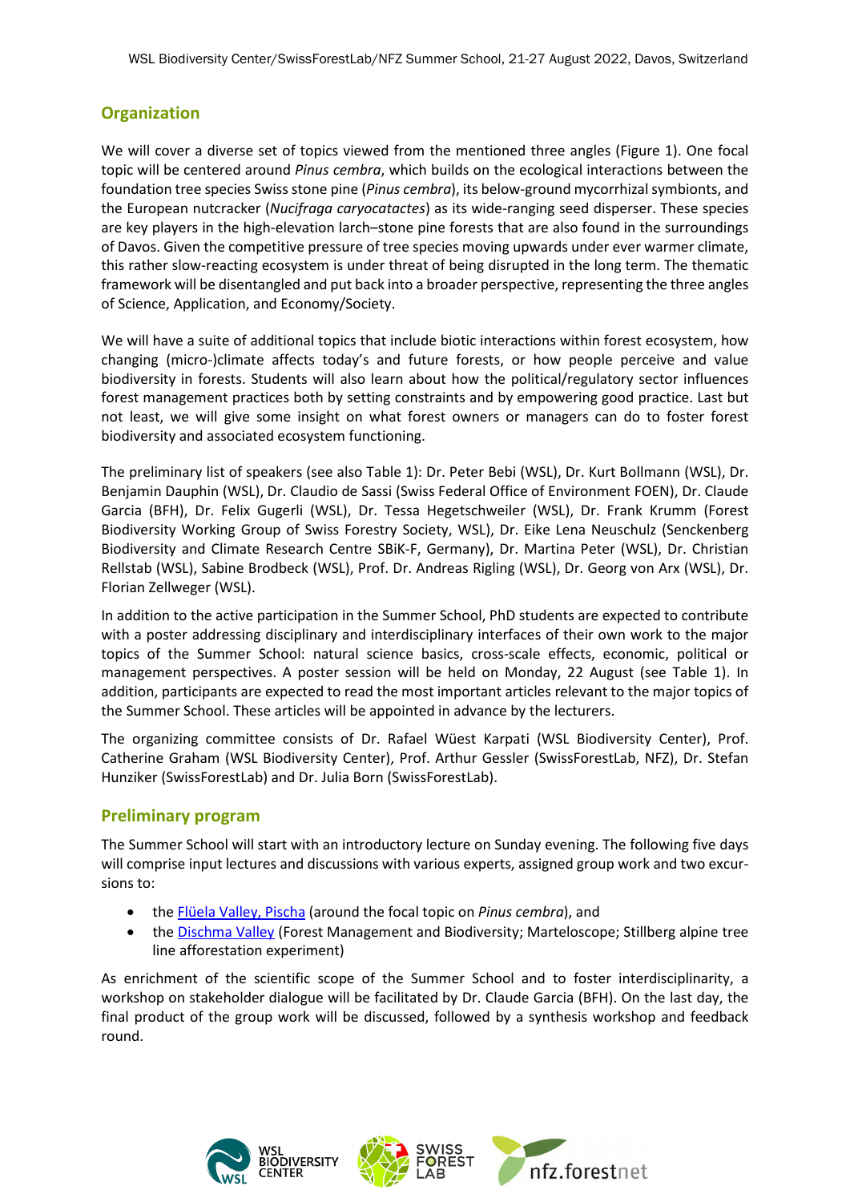## Organization

We will cover a diverse set of topics viewed from the mentioned three angles (Figure 1). One focal topic will be centered around *Pinus cembra*, which builds on the ecological interactions between the foundation tree species Swiss stone pine (*Pinus cembra*), its below-ground mycorrhizal symbionts, and the European nutcracker (*Nucifraga caryocatactes*) as its wide-ranging seed disperser. These species are key players in the high-elevation larch–stone pine forests that are also found in the surroundings of Davos. Given the competitive pressure of tree species moving upwards under ever warmer climate, this rather slow-reacting ecosystem is under threat of being disrupted in the long term. The thematic framework will be disentangled and put back into a broader perspective, representing the three angles of Science, Application, and Economy/Society.

We will have a suite of additional topics that include biotic interactions within forest ecosystem, how changing (micro-)climate affects today's and future forests, or how people perceive and value biodiversity in forests. Students will also learn about how the political/regulatory sector influences forest management practices both by setting constraints and by empowering good practice. Last but not least, we will give some insight on what forest owners or managers can do to foster forest biodiversity and associated ecosystem functioning.

The preliminary list of speakers (see also Table 1): Dr. Peter Bebi (WSL), Dr. Kurt Bollmann (WSL), Dr. Benjamin Dauphin (WSL), Dr. Claudio de Sassi (Swiss Federal Office of Environment FOEN), Dr. Claude Garcia (BFH), Dr. Felix Gugerli (WSL), Dr. Tessa Hegetschweiler (WSL), Dr. Frank Krumm (Forest Biodiversity Working Group of Swiss Forestry Society, WSL), Dr. Eike Lena Neuschulz (Senckenberg Biodiversity and Climate Research Centre SBiK-F, Germany), Dr. Martina Peter (WSL), Dr. Christian Rellstab (WSL), Sabine Brodbeck (WSL), Prof. Dr. Andreas Rigling (WSL), Dr. Georg von Arx (WSL), Dr. Florian Zellweger (WSL).

In addition to the active participation in the Summer School, PhD students are expected to contribute with a poster addressing disciplinary and interdisciplinary interfaces of their own work to the major topics of the Summer School: natural science basics, cross-scale effects, economic, political or management perspectives. A poster session will be held on Monday, 22 August (see Table 1). In addition, participants are expected to read the most important articles relevant to the major topics of the Summer School. These articles will be appointed in advance by the lecturers.

The organizing committee consists of Dr. Rafael Wüest Karpati (WSL Biodiversity Center), Prof. Catherine Graham (WSL Biodiversity Center), Prof. Arthur Gessler (SwissForestLab, NFZ), Dr. Stefan Hunziker (SwissForestLab) and Dr. Julia Born (SwissForestLab).

## Preliminary program

The Summer School will start with an introductory lecture on Sunday evening. The following five days will comprise input lectures and discussions with various experts, assigned group work and two excursions to:

- the Flüela Valley, Pischa (around the focal topic on *Pinus cembra*), and
- the Dischma Valley (Forest Management and Biodiversity; Marteloscope; Stillberg alpine tree line afforestation experiment)

As enrichment of the scientific scope of the Summer School and to foster interdisciplinarity, a workshop on stakeholder dialogue will be facilitated by Dr. Claude Garcia (BFH). On the last day, the final product of the group work will be discussed, followed by a synthesis workshop and feedback round.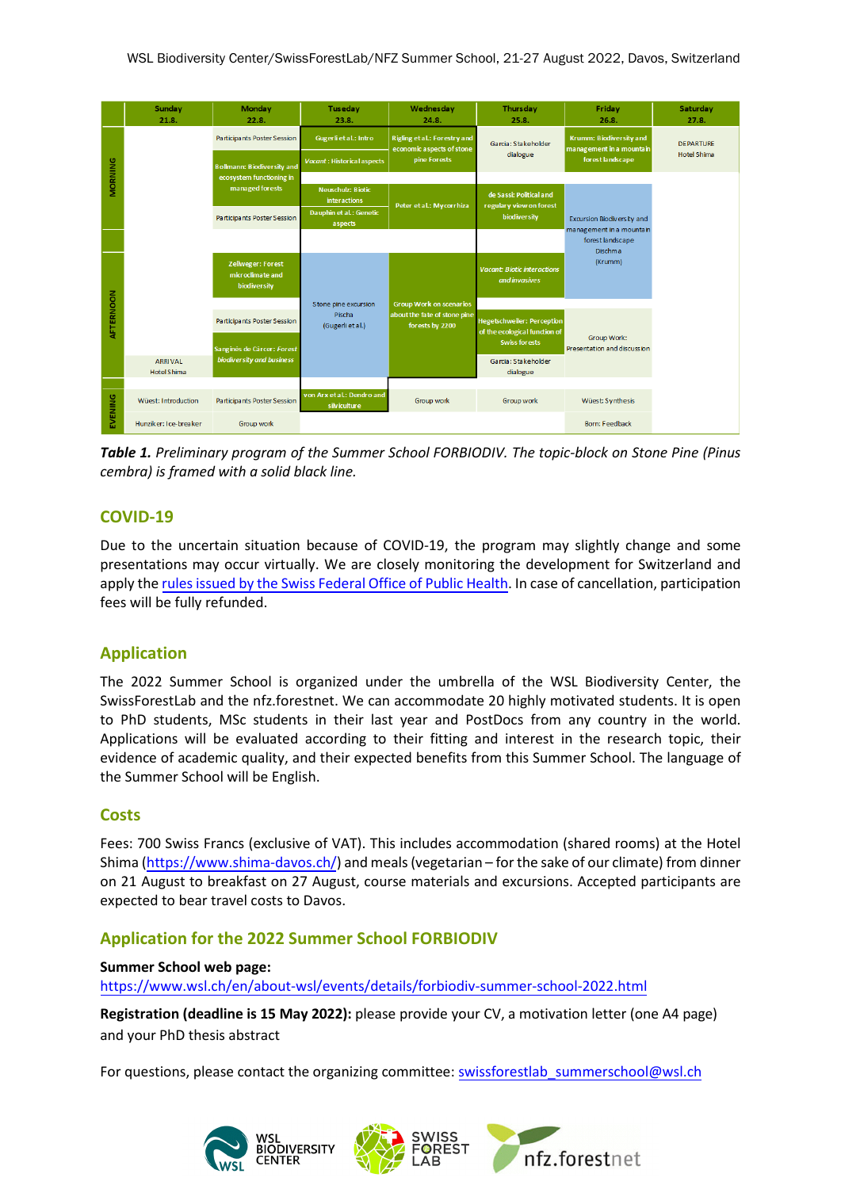| | Sunday 21.8. | Monday 22.8. | Tuseday 23.8. | Wednesday 24.8. | Thursday 25.8. | Friday 26.8. | Saturday 27.8. |
|---|---|---|---|---|---|---|---|
| MORNING | | Participants Poster Session | Gugerli et al.: Intro | Rigling et al.: Forestry and economic aspects of stone pine Forests | Garcia: Stakeholder dialogue | Krumm: Biodiversity and management in a mountain forest landscape | DEPARTURE Hotel Shima |
| | | Bollmann: Biodiversity and ecosystem functioning in managed forests | *Vacant: Historical aspects* | | | | |
| | | | Neuschulz: Biotic interactions | Peter et al.: Mycorrhiza | de Sassi: Political and regulary view on forest biodiversity | Excursion Biodiversity and management in a mountain forest landscape Dischma (Krumm) | |
| | | Participants Poster Session | Dauphin et al.: Genetic aspects | | | | |
| AFTERNOON | | Zellweger: Forest mikroclimate and biodiversity | Stone pine excursion Pischa (Gugerli et al.) | Group Work on scenarios about the fate of stone pine forests by 2200 | *Vacant: Biotic interactions and invasives* | | |
| | | Participants Poster Session | | | Hegetschweiler: Perception of the ecological function of Swiss forests | Group Work: Presentation and discussion | |
| | ARRIVAL Hotel Shima | *Sanginés de Cárcer: Forest biodiversity and business* | | | Garcia: Stakeholder dialogue | | |
| EVENING | Wüest: Introduction | Participants Poster Session | von Arx et al.: Dendro and silviculture | Group work | Group work | Wüest: Synthesis | |
| | Hunziker: Ice-breaker | Group work | | | | Born: Feedback | |

***Table 1.*** *Preliminary program of the Summer School FORBIODIV. The topic-block on Stone Pine (Pinus cembra) is framed with a solid black line.*

## COVID-19

Due to the uncertain situation because of COVID-19, the program may slightly change and some presentations may occur virtually. We are closely monitoring the development for Switzerland and apply the rules issued by the Swiss Federal Office of Public Health. In case of cancellation, participation fees will be fully refunded.

## Application

The 2022 Summer School is organized under the umbrella of the WSL Biodiversity Center, the SwissForestLab and the nfz.forestnet. We can accommodate 20 highly motivated students. It is open to PhD students, MSc students in their last year and PostDocs from any country in the world. Applications will be evaluated according to their fitting and interest in the research topic, their evidence of academic quality, and their expected benefits from this Summer School. The language of the Summer School will be English.

## Costs

Fees: 700 Swiss Francs (exclusive of VAT). This includes accommodation (shared rooms) at the Hotel Shima (https://www.shima-davos.ch/) and meals (vegetarian – for the sake of our climate) from dinner on 21 August to breakfast on 27 August, course materials and excursions. Accepted participants are expected to bear travel costs to Davos.

## Application for the 2022 Summer School FORBIODIV

**Summer School web page:**
https://www.wsl.ch/en/about-wsl/events/details/forbiodiv-summer-school-2022.html

**Registration (deadline is 15 May 2022):** please provide your CV, a motivation letter (one A4 page) and your PhD thesis abstract

For questions, please contact the organizing committee: swissforestlab_summerschool@wsl.ch

WSL BIODIVERSITY CENTER   SWISS FOREST LAB   nfz.forestnet